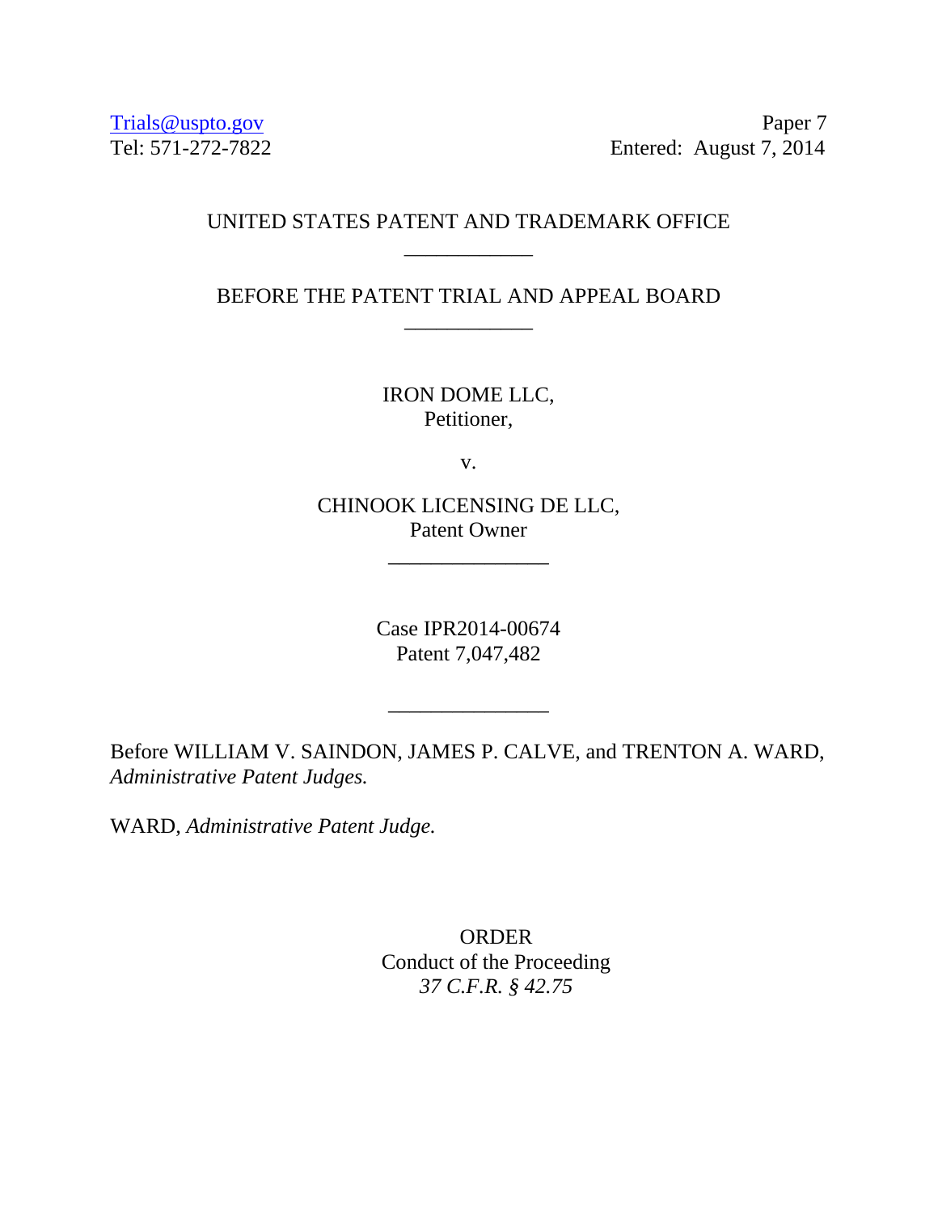Trials@uspto.gov
Tel: 571-272-7822

Paper 7
Entered: August 7, 2014

UNITED STATES PATENT AND TRADEMARK OFFICE

____________

BEFORE THE PATENT TRIAL AND APPEAL BOARD

____________

IRON DOME LLC,
Petitioner,

v.

CHINOOK LICENSING DE LLC,
Patent Owner

_______________

Case IPR2014-00674
Patent 7,047,482

_______________

Before WILLIAM V. SAINDON, JAMES P. CALVE, and TRENTON A. WARD, *Administrative Patent Judges.*

WARD, *Administrative Patent Judge.*

ORDER
Conduct of the Proceeding
*37 C.F.R. § 42.75*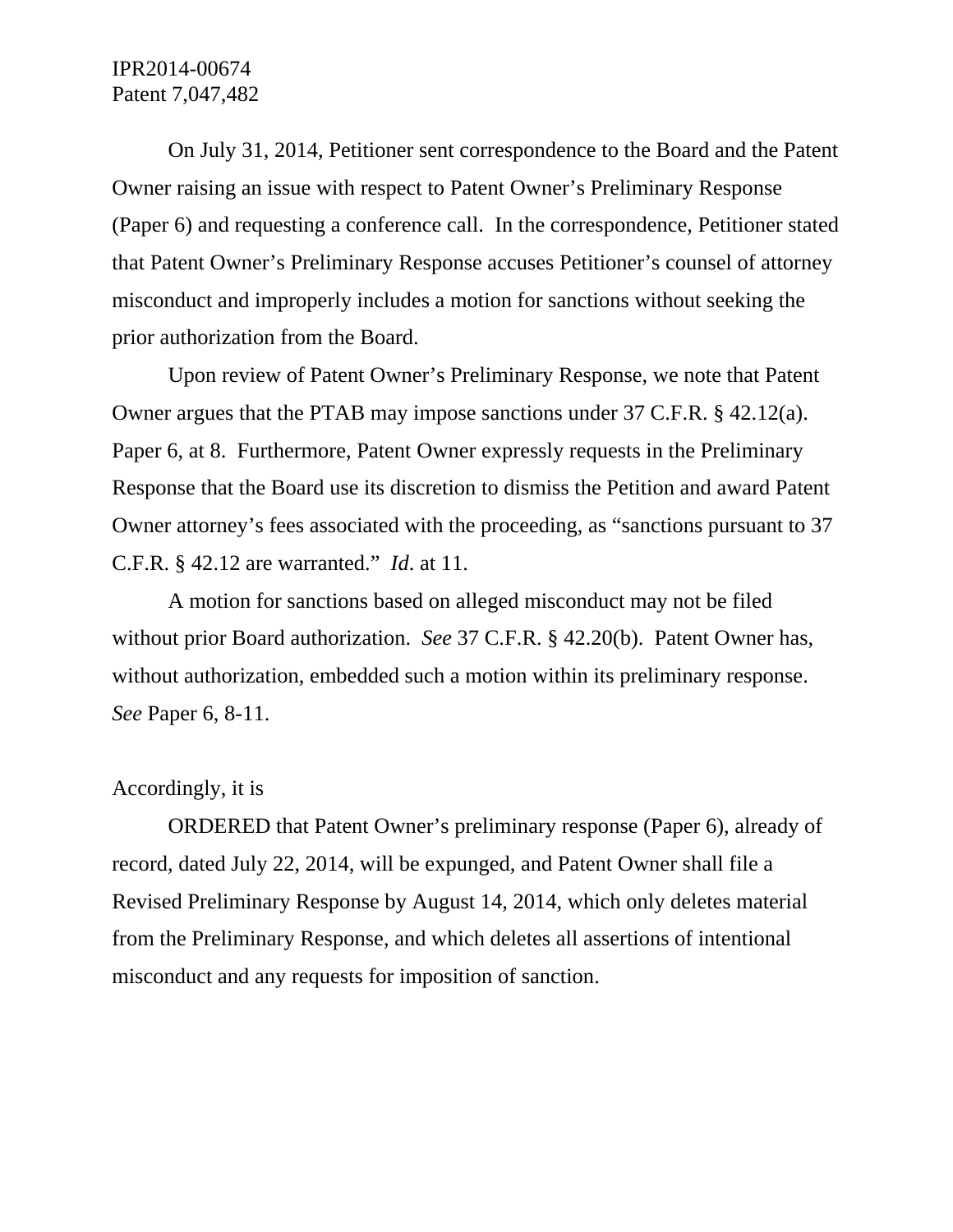On July 31, 2014, Petitioner sent correspondence to the Board and the Patent Owner raising an issue with respect to Patent Owner's Preliminary Response (Paper 6) and requesting a conference call. In the correspondence, Petitioner stated that Patent Owner's Preliminary Response accuses Petitioner's counsel of attorney misconduct and improperly includes a motion for sanctions without seeking the prior authorization from the Board.

Upon review of Patent Owner's Preliminary Response, we note that Patent Owner argues that the PTAB may impose sanctions under 37 C.F.R. § 42.12(a). Paper 6, at 8. Furthermore, Patent Owner expressly requests in the Preliminary Response that the Board use its discretion to dismiss the Petition and award Patent Owner attorney's fees associated with the proceeding, as "sanctions pursuant to 37 C.F.R. § 42.12 are warranted." *Id*. at 11.

A motion for sanctions based on alleged misconduct may not be filed without prior Board authorization. *See* 37 C.F.R. § 42.20(b). Patent Owner has, without authorization, embedded such a motion within its preliminary response. *See* Paper 6, 8-11.

Accordingly, it is

ORDERED that Patent Owner's preliminary response (Paper 6), already of record, dated July 22, 2014, will be expunged, and Patent Owner shall file a Revised Preliminary Response by August 14, 2014, which only deletes material from the Preliminary Response, and which deletes all assertions of intentional misconduct and any requests for imposition of sanction.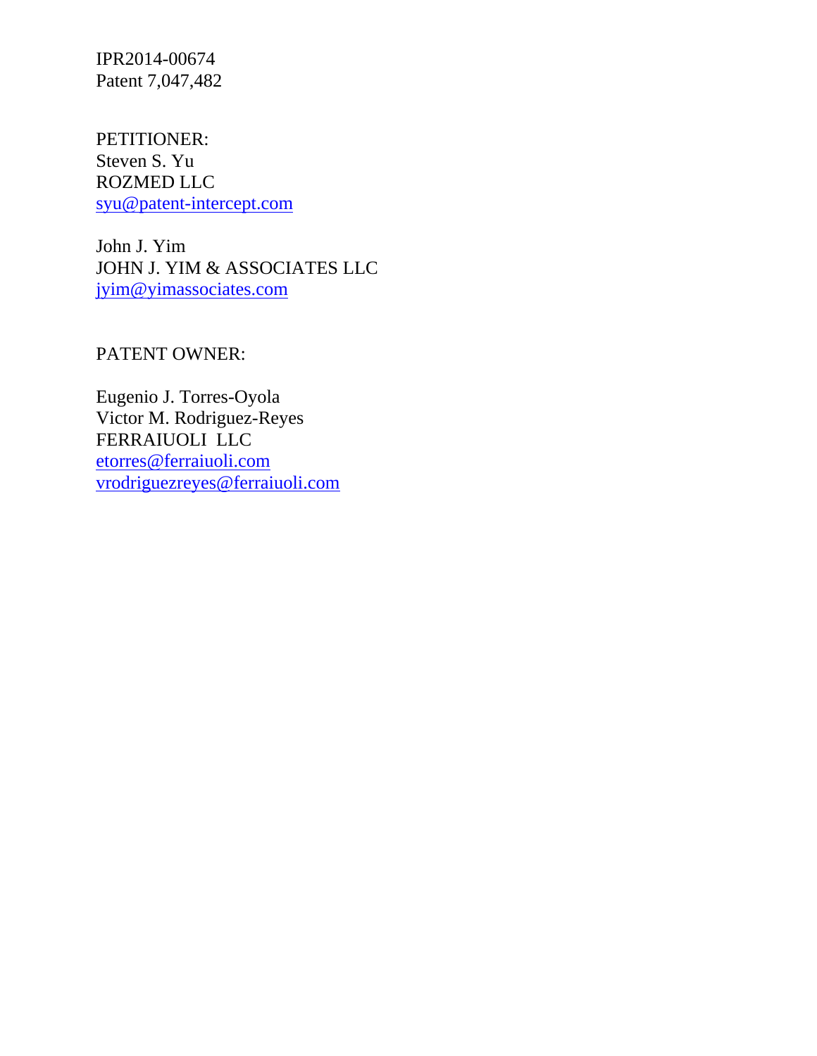IPR2014-00674
Patent 7,047,482

PETITIONER:
Steven S. Yu
ROZMED LLC
syu@patent-intercept.com

John J. Yim
JOHN J. YIM & ASSOCIATES LLC
jyim@yimassociates.com

PATENT OWNER:

Eugenio J. Torres-Oyola
Victor M. Rodriguez-Reyes
FERRAIUOLI LLC
etorres@ferraiuoli.com
vrodriguezreyes@ferraiuoli.com